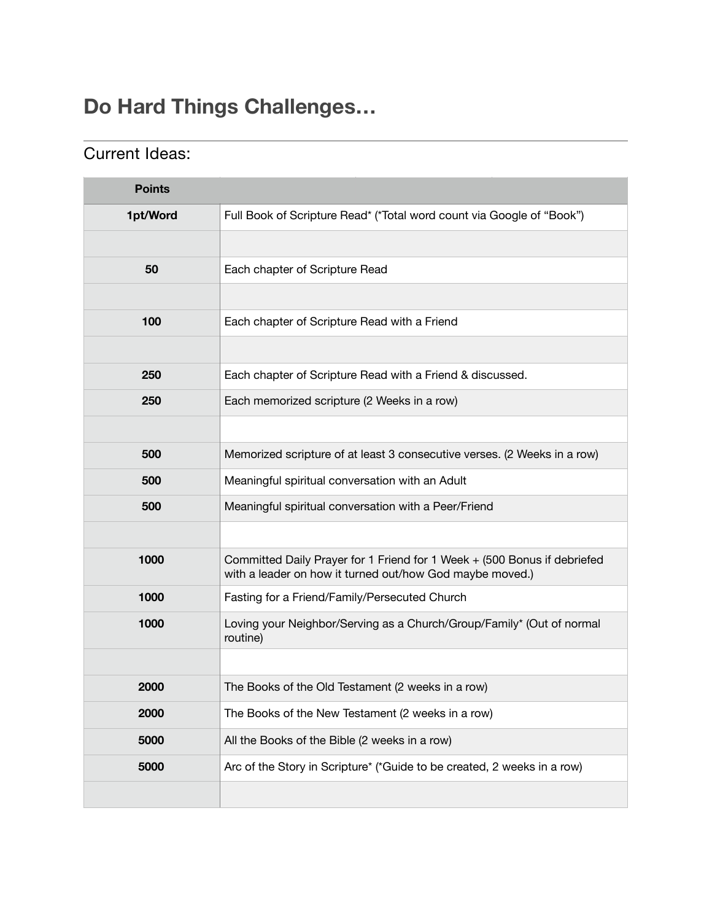# Do Hard Things Challenges…

## Current Ideas:

| Points | |
|---|---|
| 1pt/Word | Full Book of Scripture Read* (*Total word count via Google of "Book") |
| | |
| 50 | Each chapter of Scripture Read |
| | |
| 100 | Each chapter of Scripture Read with a Friend |
| | |
| 250 | Each chapter of Scripture Read with a Friend & discussed. |
| 250 | Each memorized scripture (2 Weeks in a row) |
| | |
| 500 | Memorized scripture of at least 3 consecutive verses. (2 Weeks in a row) |
| 500 | Meaningful spiritual conversation with an Adult |
| 500 | Meaningful spiritual conversation with a Peer/Friend |
| | |
| 1000 | Committed Daily Prayer for 1 Friend for 1 Week + (500 Bonus if debriefed with a leader on how it turned out/how God maybe moved.) |
| 1000 | Fasting for a Friend/Family/Persecuted Church |
| 1000 | Loving your Neighbor/Serving as a Church/Group/Family* (Out of normal routine) |
| | |
| 2000 | The Books of the Old Testament (2 weeks in a row) |
| 2000 | The Books of the New Testament (2 weeks in a row) |
| 5000 | All the Books of the Bible (2 weeks in a row) |
| 5000 | Arc of the Story in Scripture* (*Guide to be created, 2 weeks in a row) |
| | |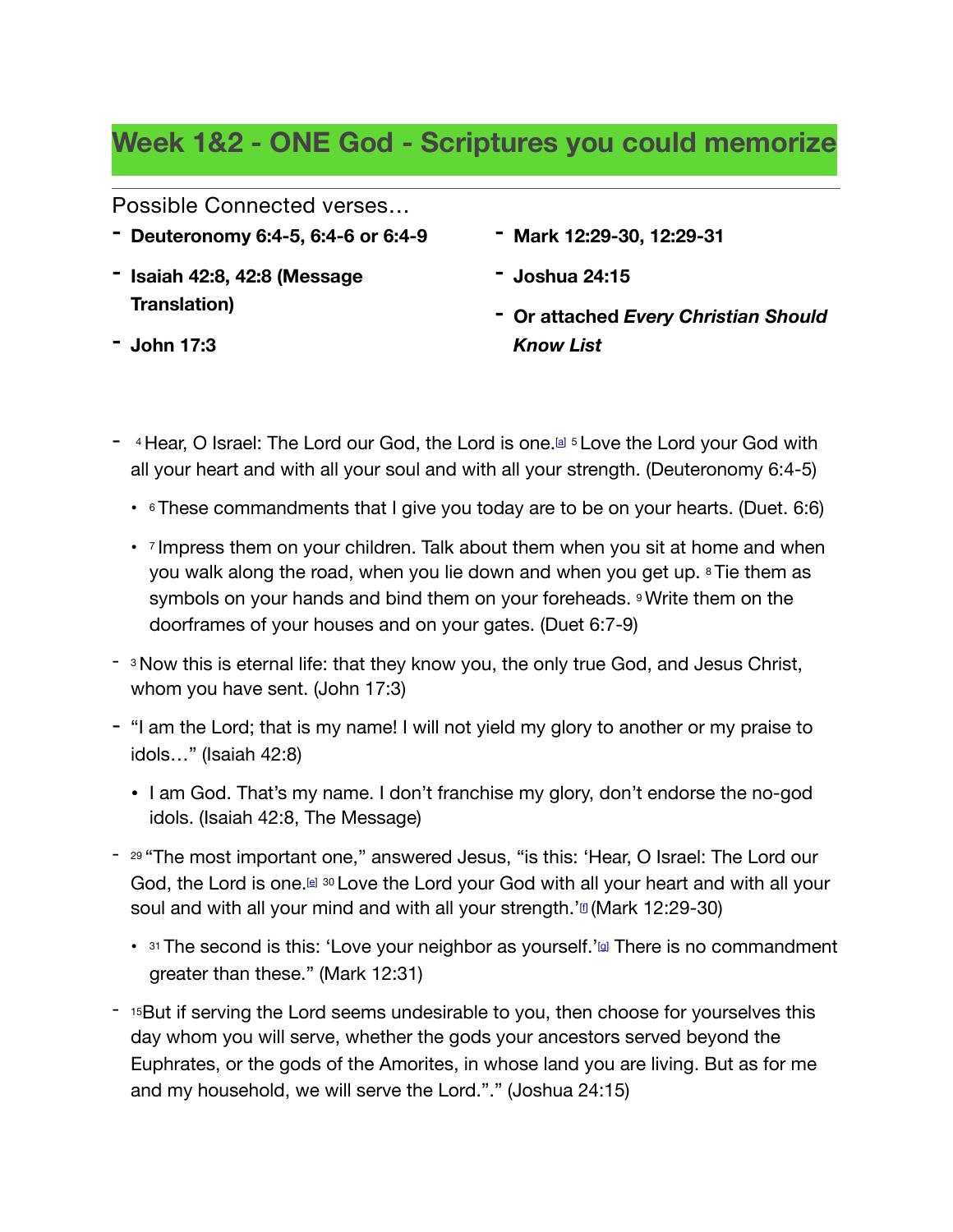# Week 1&2 - ONE God - Scriptures you could memorize

Possible Connected verses…

- **Deuteronomy 6:4-5, 6:4-6 or 6:4-9**
- **Isaiah 42:8, 42:8 (Message Translation)**
- **John 17:3**
- **Mark 12:29-30, 12:29-31**
- **Joshua 24:15**
- **Or attached *Every Christian Should Know List***

- 4 Hear, O Israel: The Lord our God, the Lord is one.[a] 5 Love the Lord your God with all your heart and with all your soul and with all your strength. (Deuteronomy 6:4-5)
  - 6 These commandments that I give you today are to be on your hearts. (Duet. 6:6)
  - 7 Impress them on your children. Talk about them when you sit at home and when you walk along the road, when you lie down and when you get up. 8 Tie them as symbols on your hands and bind them on your foreheads. 9 Write them on the doorframes of your houses and on your gates. (Duet 6:7-9)
- 3 Now this is eternal life: that they know you, the only true God, and Jesus Christ, whom you have sent. (John 17:3)
- "I am the Lord; that is my name! I will not yield my glory to another or my praise to idols…" (Isaiah 42:8)
  - I am God. That's my name. I don't franchise my glory, don't endorse the no-god idols. (Isaiah 42:8, The Message)
- 29 "The most important one," answered Jesus, "is this: 'Hear, O Israel: The Lord our God, the Lord is one.[e] 30 Love the Lord your God with all your heart and with all your soul and with all your mind and with all your strength.'[f] (Mark 12:29-30)
  - 31 The second is this: 'Love your neighbor as yourself.'[g] There is no commandment greater than these." (Mark 12:31)
- 15But if serving the Lord seems undesirable to you, then choose for yourselves this day whom you will serve, whether the gods your ancestors served beyond the Euphrates, or the gods of the Amorites, in whose land you are living. But as for me and my household, we will serve the Lord."." (Joshua 24:15)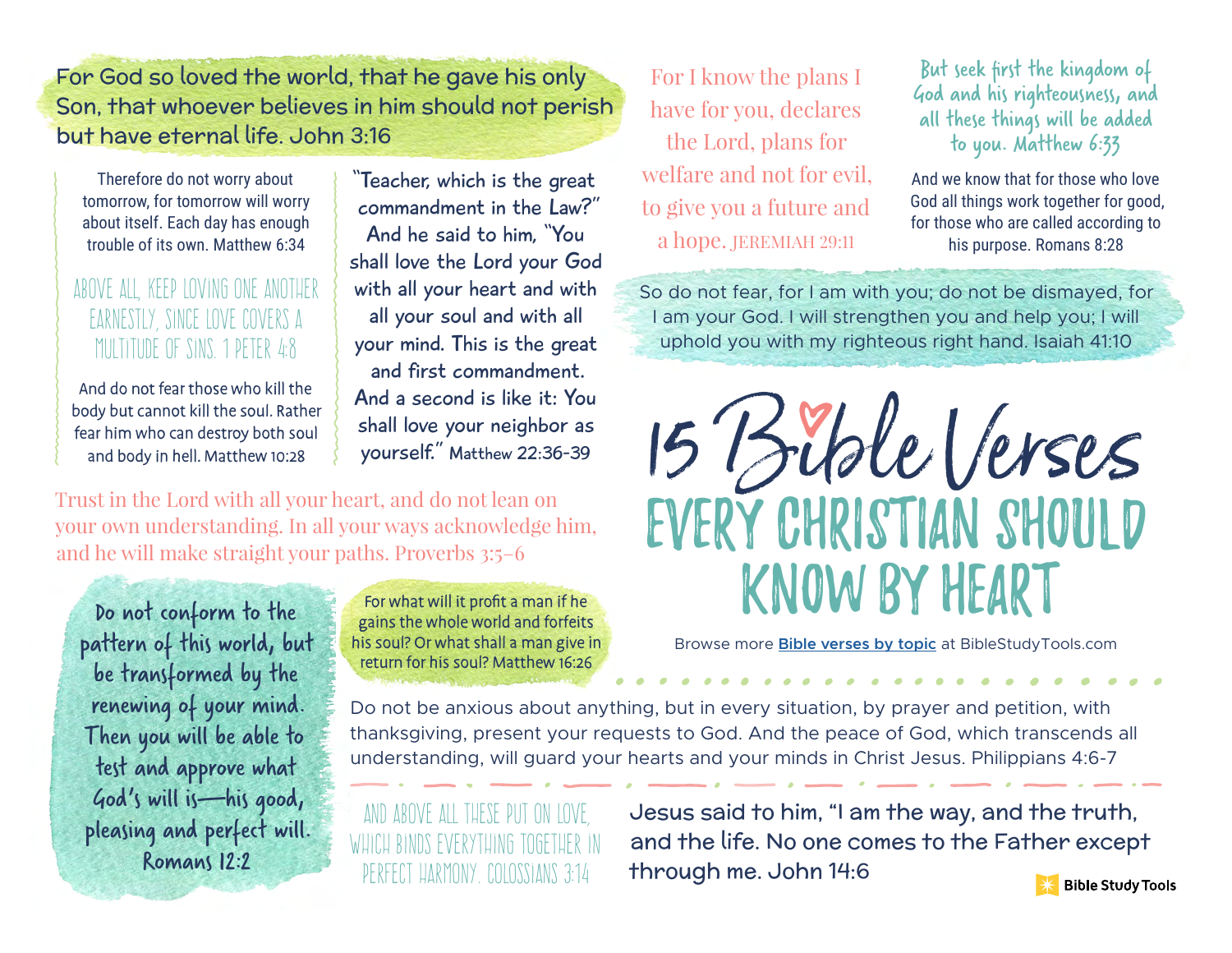# 15 Bible Verses Every Christian Should Know by Heart

Browse more **Bible verses by topic** at BibleStudyTools.com

For God so loved the world, that he gave his only Son, that whoever believes in him should not perish but have eternal life. John 3:16

Therefore do not worry about tomorrow, for tomorrow will worry about itself. Each day has enough trouble of its own. Matthew 6:34

ABOVE ALL, KEEP LOVING ONE ANOTHER EARNESTLY, SINCE LOVE COVERS A MULTITUDE OF SINS. 1 PETER 4:8

And do not fear those who kill the body but cannot kill the soul. Rather fear him who can destroy both soul and body in hell. Matthew 10:28

"Teacher, which is the great commandment in the Law?" And he said to him, "You shall love the Lord your God with all your heart and with all your soul and with all your mind. This is the great and first commandment. And a second is like it: You shall love your neighbor as yourself." Matthew 22:36-39

For I know the plans I have for you, declares the Lord, plans for welfare and not for evil, to give you a future and a hope. JEREMIAH 29:11

But seek first the kingdom of God and his righteousness, and all these things will be added to you. Matthew 6:33

And we know that for those who love God all things work together for good, for those who are called according to his purpose. Romans 8:28

So do not fear, for I am with you; do not be dismayed, for I am your God. I will strengthen you and help you; I will uphold you with my righteous right hand. Isaiah 41:10

Trust in the Lord with all your heart, and do not lean on your own understanding. In all your ways acknowledge him, and he will make straight your paths. Proverbs 3:5–6

Do not conform to the pattern of this world, but be transformed by the renewing of your mind. Then you will be able to test and approve what God's will is—his good, pleasing and perfect will. Romans 12:2

For what will it profit a man if he gains the whole world and forfeits his soul? Or what shall a man give in return for his soul? Matthew 16:26

Do not be anxious about anything, but in every situation, by prayer and petition, with thanksgiving, present your requests to God. And the peace of God, which transcends all understanding, will guard your hearts and your minds in Christ Jesus. Philippians 4:6-7

AND ABOVE ALL THESE PUT ON LOVE, WHICH BINDS EVERYTHING TOGETHER IN PERFECT HARMONY. COLOSSIANS 3:14

Jesus said to him, "I am the way, and the truth, and the life. No one comes to the Father except through me. John 14:6

Bible Study Tools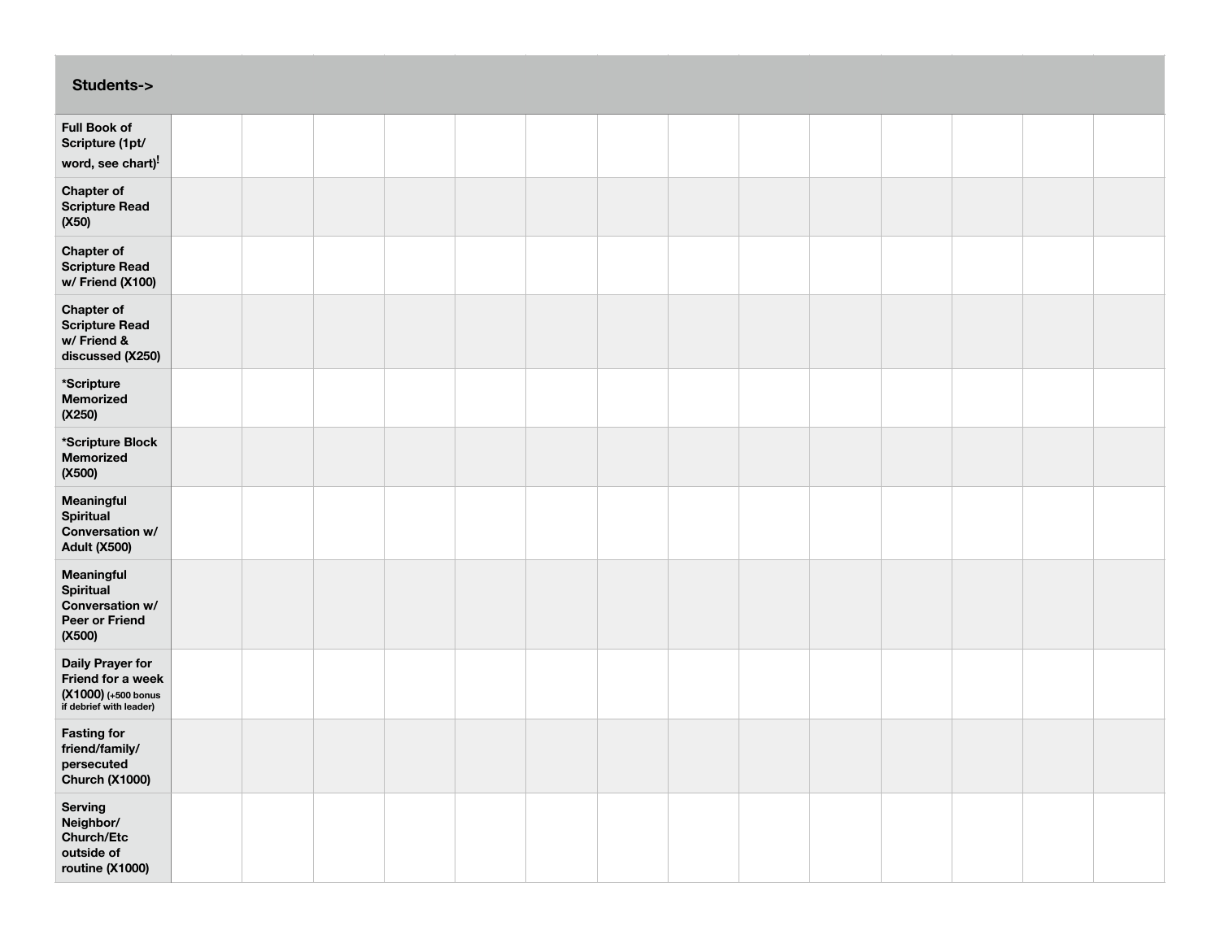| Students-> | | | | | | | | | | | | | | |
|---|---|---|---|---|---|---|---|---|---|---|---|---|---|---|
| Full Book of Scripture (1pt/ word, see chart)! | | | | | | | | | | | | | | |
| Chapter of Scripture Read (X50) | | | | | | | | | | | | | | |
| Chapter of Scripture Read w/ Friend (X100) | | | | | | | | | | | | | | |
| Chapter of Scripture Read w/ Friend & discussed (X250) | | | | | | | | | | | | | | |
| *Scripture Memorized (X250) | | | | | | | | | | | | | | |
| *Scripture Block Memorized (X500) | | | | | | | | | | | | | | |
| Meaningful Spiritual Conversation w/ Adult (X500) | | | | | | | | | | | | | | |
| Meaningful Spiritual Conversation w/ Peer or Friend (X500) | | | | | | | | | | | | | | |
| Daily Prayer for Friend for a week (X1000) (+500 bonus if debrief with leader) | | | | | | | | | | | | | | |
| Fasting for friend/family/ persecuted Church (X1000) | | | | | | | | | | | | | | |
| Serving Neighbor/ Church/Etc outside of routine (X1000) | | | | | | | | | | | | | | |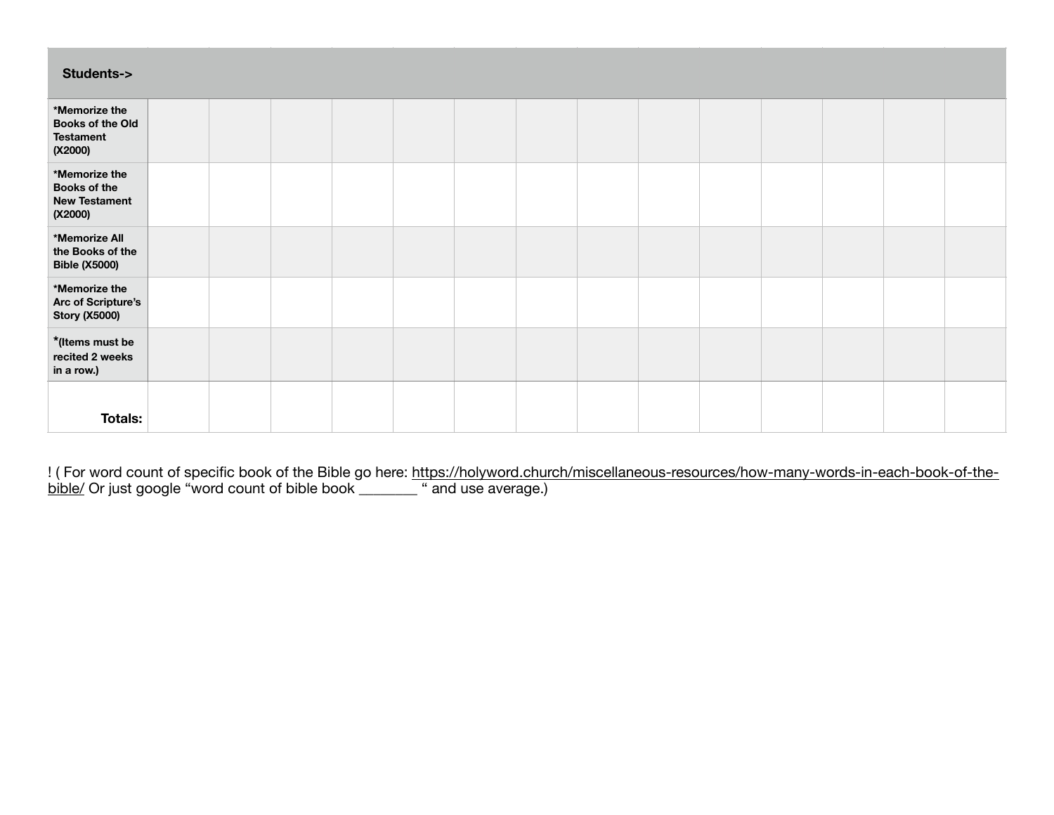| Students-> | | | | | | | | | | | | | | |
|---|---|---|---|---|---|---|---|---|---|---|---|---|---|---|
| *Memorize the Books of the Old Testament (X2000) | | | | | | | | | | | | | | |
| *Memorize the Books of the New Testament (X2000) | | | | | | | | | | | | | | |
| *Memorize All the Books of the Bible (X5000) | | | | | | | | | | | | | | |
| *Memorize the Arc of Scripture's Story (X5000) | | | | | | | | | | | | | | |
| *(Items must be recited 2 weeks in a row.) | | | | | | | | | | | | | | |
| Totals: | | | | | | | | | | | | | | |

! ( For word count of specific book of the Bible go here: https://holyword.church/miscellaneous-resources/how-many-words-in-each-book-of-the-bible/ Or just google "word count of bible book ________ " and use average.)